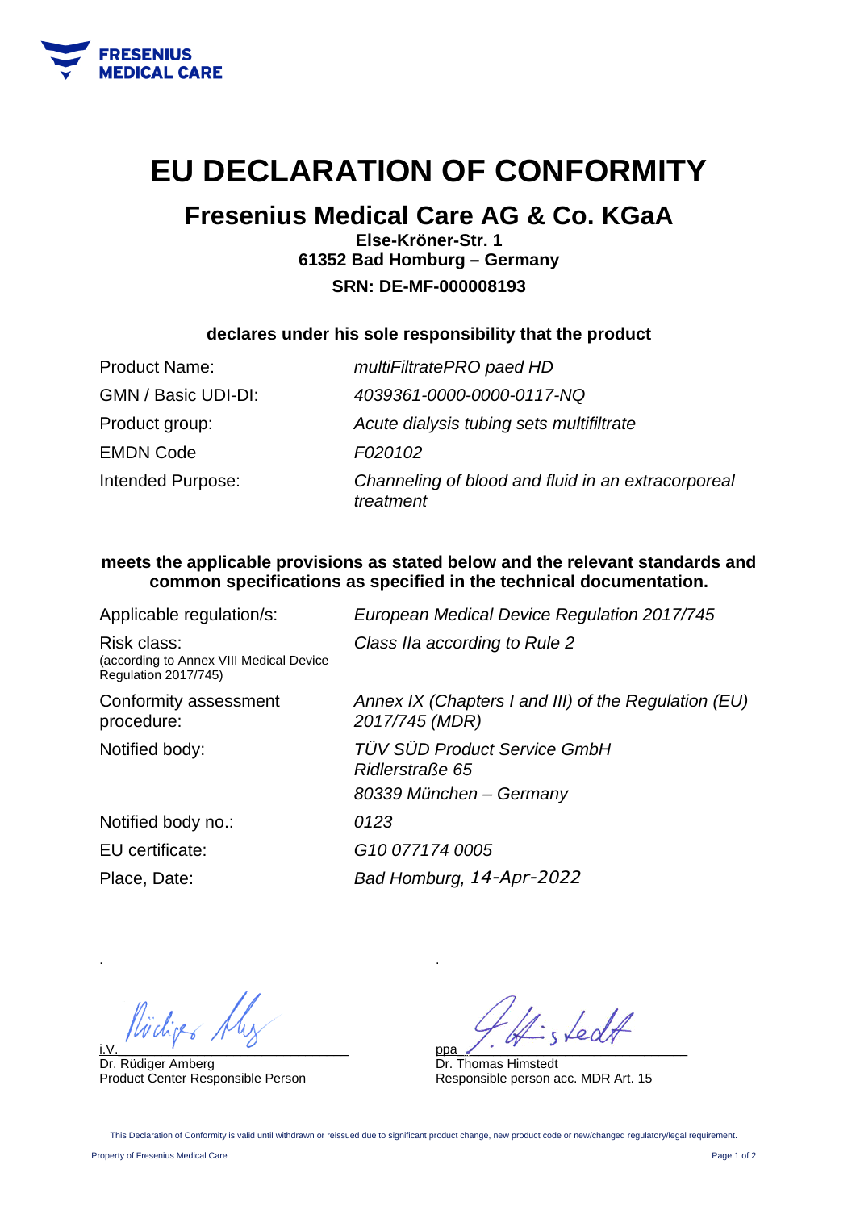FRESENIUS MEDICAL CARE

# EU DECLARATION OF CONFORMITY

## Fresenius Medical Care AG & Co. KGaA

**Else-Kröner-Str. 1**
**61352 Bad Homburg – Germany**
**SRN: DE-MF-000008193**

**declares under his sole responsibility that the product**

| | |
|---|---|
| Product Name: | *multiFiltratePRO paed HD* |
| GMN / Basic UDI-DI: | *4039361-0000-0000-0117-NQ* |
| Product group: | *Acute dialysis tubing sets multifiltrate* |
| EMDN Code | *F020102* |
| Intended Purpose: | *Channeling of blood and fluid in an extracorporeal treatment* |

**meets the applicable provisions as stated below and the relevant standards and common specifications as specified in the technical documentation.**

| | |
|---|---|
| Applicable regulation/s: | *European Medical Device Regulation 2017/745* |
| Risk class: (according to Annex VIII Medical Device Regulation 2017/745) | *Class IIa according to Rule 2* |
| Conformity assessment procedure: | *Annex IX (Chapters I and III) of the Regulation (EU) 2017/745 (MDR)* |
| Notified body: | *TÜV SÜD Product Service GmbH Ridlerstraße 65 80339 München – Germany* |
| Notified body no.: | *0123* |
| EU certificate: | *G10 077174 0005* |
| Place, Date: | *Bad Homburg, 14-Apr-2022* |

i.V. [signature]
Dr. Rüdiger Amberg
Product Center Responsible Person

ppa [signature]
Dr. Thomas Himstedt
Responsible person acc. MDR Art. 15

This Declaration of Conformity is valid until withdrawn or reissued due to significant product change, new product code or new/changed regulatory/legal requirement.

Property of Fresenius Medical Care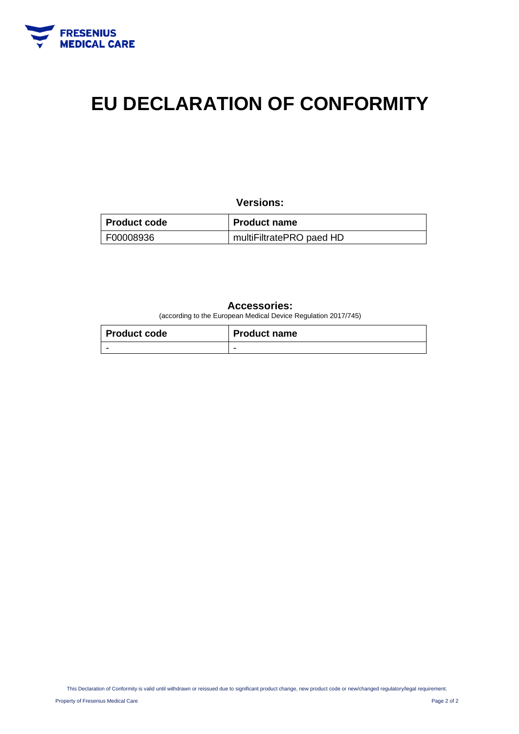# EU DECLARATION OF CONFORMITY

**Versions:**

| Product code | Product name |
| --- | --- |
| F00008936 | multiFiltratePRO paed HD |

**Accessories:**

(according to the European Medical Device Regulation 2017/745)

| Product code | Product name |
| --- | --- |
| - | - |

This Declaration of Conformity is valid until withdrawn or reissued due to significant product change, new product code or new/changed regulatory/legal requirement.

Property of Fresenius Medical Care